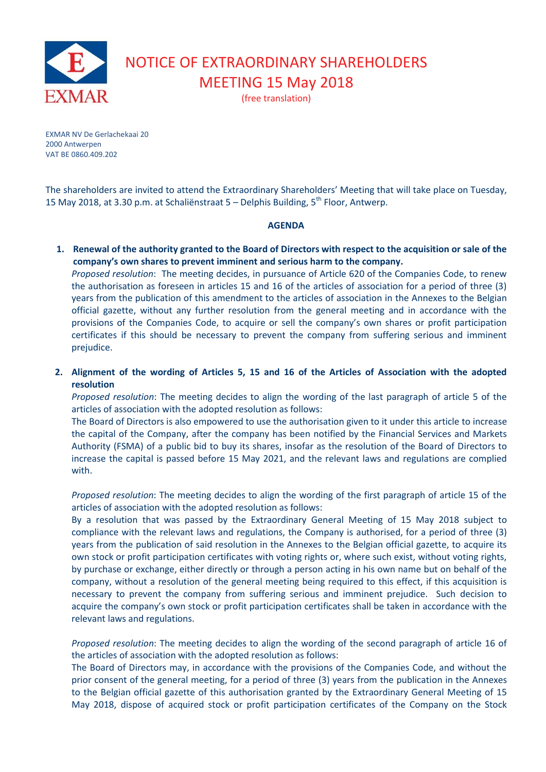# NOTICE OF EXTRAORDINARY SHAREHOLDERS MEETING 15 May 2018

(free translation)

EXMAR NV De Gerlachekaai 20
2000 Antwerpen
VAT BE 0860.409.202

The shareholders are invited to attend the Extraordinary Shareholders' Meeting that will take place on Tuesday, 15 May 2018, at 3.30 p.m. at Schaliënstraat 5 – Delphis Building, 5th Floor, Antwerp.

## AGENDA

1. **Renewal of the authority granted to the Board of Directors with respect to the acquisition or sale of the company's own shares to prevent imminent and serious harm to the company.**
   *Proposed resolution*: The meeting decides, in pursuance of Article 620 of the Companies Code, to renew the authorisation as foreseen in articles 15 and 16 of the articles of association for a period of three (3) years from the publication of this amendment to the articles of association in the Annexes to the Belgian official gazette, without any further resolution from the general meeting and in accordance with the provisions of the Companies Code, to acquire or sell the company's own shares or profit participation certificates if this should be necessary to prevent the company from suffering serious and imminent prejudice.

2. **Alignment of the wording of Articles 5, 15 and 16 of the Articles of Association with the adopted resolution**
   *Proposed resolution*: The meeting decides to align the wording of the last paragraph of article 5 of the articles of association with the adopted resolution as follows:
   The Board of Directors is also empowered to use the authorisation given to it under this article to increase the capital of the Company, after the company has been notified by the Financial Services and Markets Authority (FSMA) of a public bid to buy its shares, insofar as the resolution of the Board of Directors to increase the capital is passed before 15 May 2021, and the relevant laws and regulations are complied with.

   *Proposed resolution*: The meeting decides to align the wording of the first paragraph of article 15 of the articles of association with the adopted resolution as follows:
   By a resolution that was passed by the Extraordinary General Meeting of 15 May 2018 subject to compliance with the relevant laws and regulations, the Company is authorised, for a period of three (3) years from the publication of said resolution in the Annexes to the Belgian official gazette, to acquire its own stock or profit participation certificates with voting rights or, where such exist, without voting rights, by purchase or exchange, either directly or through a person acting in his own name but on behalf of the company, without a resolution of the general meeting being required to this effect, if this acquisition is necessary to prevent the company from suffering serious and imminent prejudice. Such decision to acquire the company's own stock or profit participation certificates shall be taken in accordance with the relevant laws and regulations.

   *Proposed resolution*: The meeting decides to align the wording of the second paragraph of article 16 of the articles of association with the adopted resolution as follows:
   The Board of Directors may, in accordance with the provisions of the Companies Code, and without the prior consent of the general meeting, for a period of three (3) years from the publication in the Annexes to the Belgian official gazette of this authorisation granted by the Extraordinary General Meeting of 15 May 2018, dispose of acquired stock or profit participation certificates of the Company on the Stock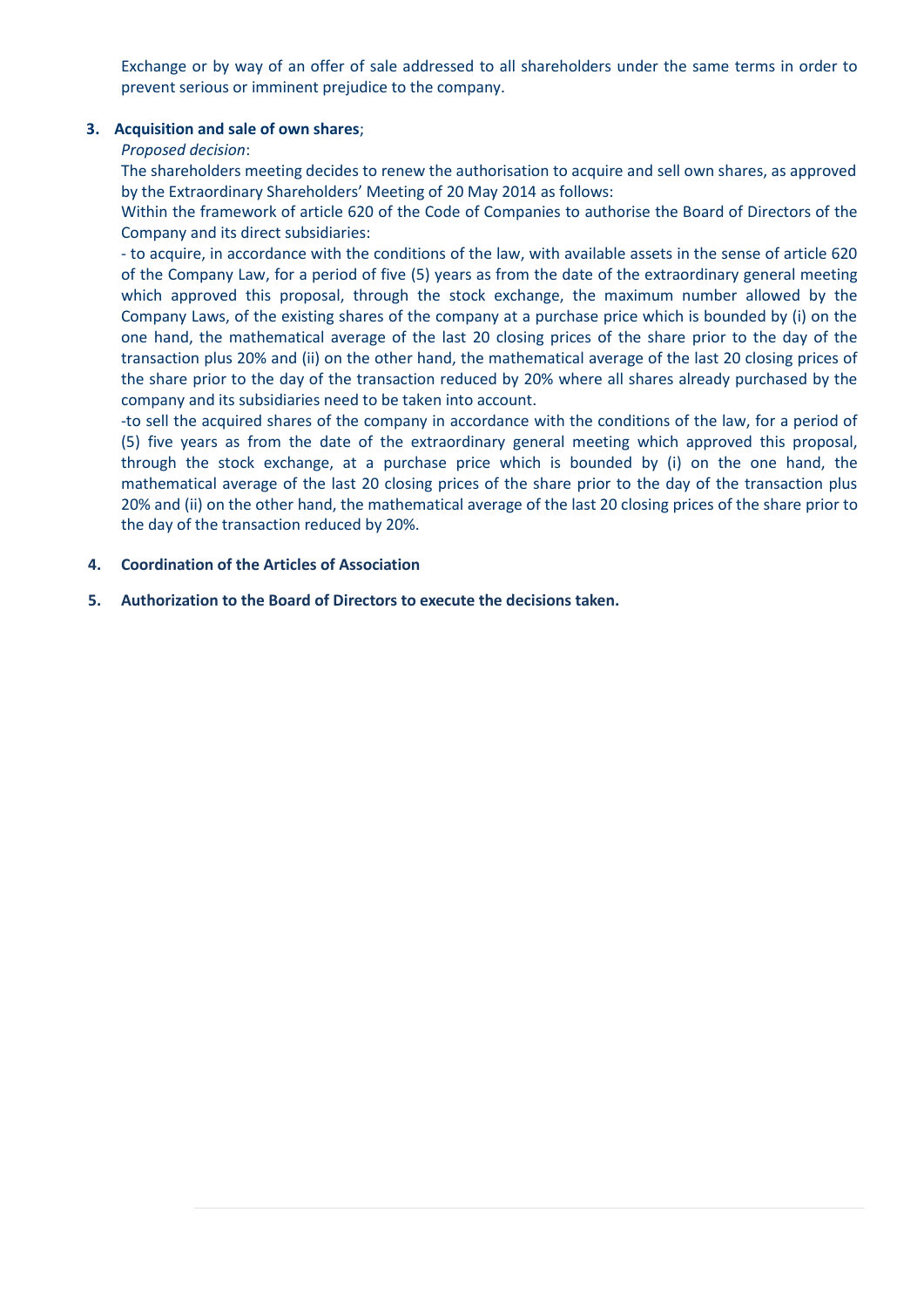Exchange or by way of an offer of sale addressed to all shareholders under the same terms in order to prevent serious or imminent prejudice to the company.

3. **Acquisition and sale of own shares**;

   *Proposed decision*:

   The shareholders meeting decides to renew the authorisation to acquire and sell own shares, as approved by the Extraordinary Shareholders' Meeting of 20 May 2014 as follows:

   Within the framework of article 620 of the Code of Companies to authorise the Board of Directors of the Company and its direct subsidiaries:

   - to acquire, in accordance with the conditions of the law, with available assets in the sense of article 620 of the Company Law, for a period of five (5) years as from the date of the extraordinary general meeting which approved this proposal, through the stock exchange, the maximum number allowed by the Company Laws, of the existing shares of the company at a purchase price which is bounded by (i) on the one hand, the mathematical average of the last 20 closing prices of the share prior to the day of the transaction plus 20% and (ii) on the other hand, the mathematical average of the last 20 closing prices of the share prior to the day of the transaction reduced by 20% where all shares already purchased by the company and its subsidiaries need to be taken into account.

   -to sell the acquired shares of the company in accordance with the conditions of the law, for a period of (5) five years as from the date of the extraordinary general meeting which approved this proposal, through the stock exchange, at a purchase price which is bounded by (i) on the one hand, the mathematical average of the last 20 closing prices of the share prior to the day of the transaction plus 20% and (ii) on the other hand, the mathematical average of the last 20 closing prices of the share prior to the day of the transaction reduced by 20%.

4. **Coordination of the Articles of Association**

5. **Authorization to the Board of Directors to execute the decisions taken.**